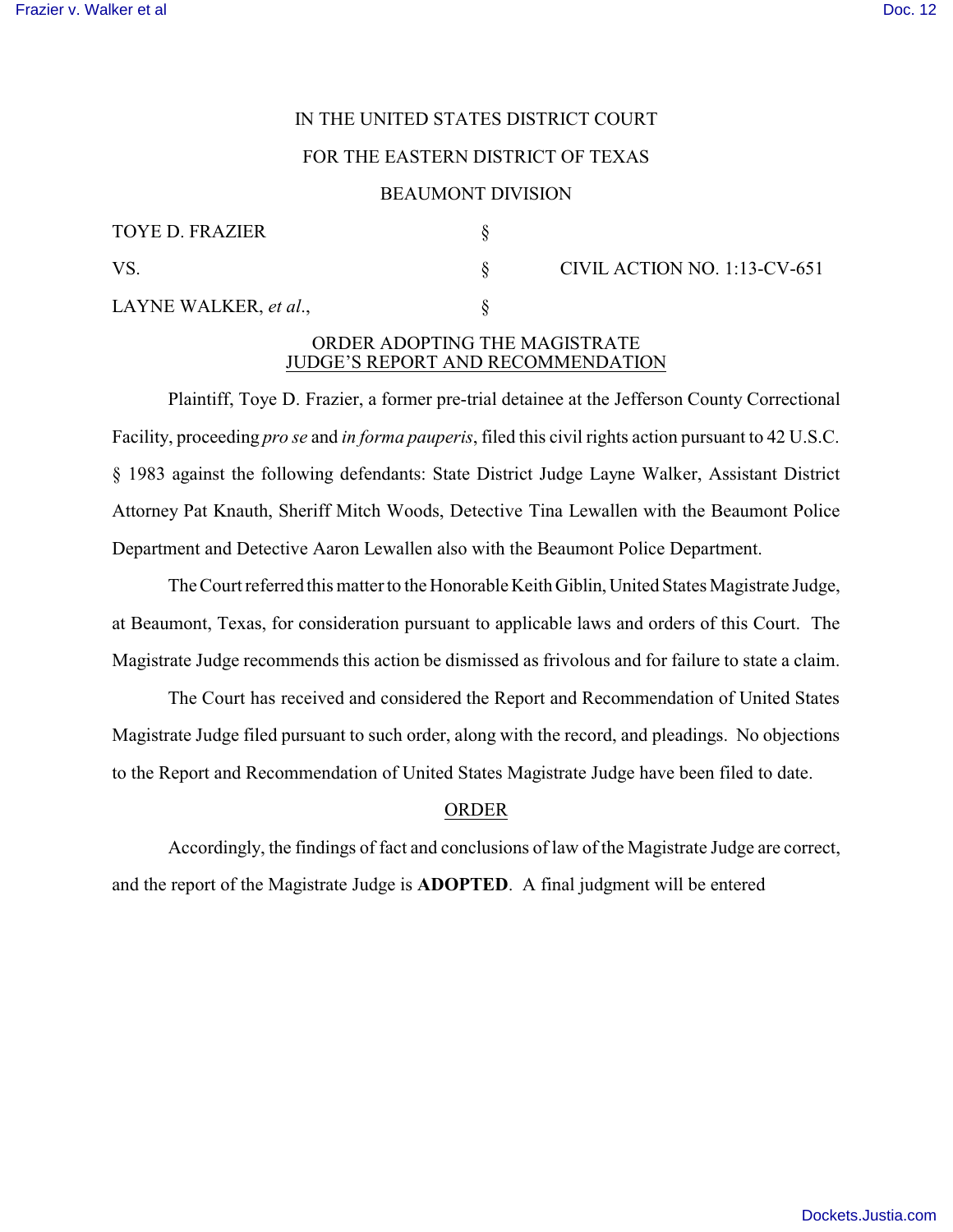IN THE UNITED STATES DISTRICT COURT

FOR THE EASTERN DISTRICT OF TEXAS

BEAUMONT DIVISION

| | | |
|---|---|---|
| TOYE D. FRAZIER | § | |
| VS. | § | CIVIL ACTION NO. 1:13-CV-651 |
| LAYNE WALKER, *et al.*, | § | |

ORDER ADOPTING THE MAGISTRATE JUDGE'S REPORT AND RECOMMENDATION

Plaintiff, Toye D. Frazier, a former pre-trial detainee at the Jefferson County Correctional Facility, proceeding *pro se* and *in forma pauperis*, filed this civil rights action pursuant to 42 U.S.C. § 1983 against the following defendants: State District Judge Layne Walker, Assistant District Attorney Pat Knauth, Sheriff Mitch Woods, Detective Tina Lewallen with the Beaumont Police Department and Detective Aaron Lewallen also with the Beaumont Police Department.

The Court referred this matter to the Honorable Keith Giblin, United States Magistrate Judge, at Beaumont, Texas, for consideration pursuant to applicable laws and orders of this Court. The Magistrate Judge recommends this action be dismissed as frivolous and for failure to state a claim.

The Court has received and considered the Report and Recommendation of United States Magistrate Judge filed pursuant to such order, along with the record, and pleadings. No objections to the Report and Recommendation of United States Magistrate Judge have been filed to date.

ORDER

Accordingly, the findings of fact and conclusions of law of the Magistrate Judge are correct, and the report of the Magistrate Judge is **ADOPTED**. A final judgment will be entered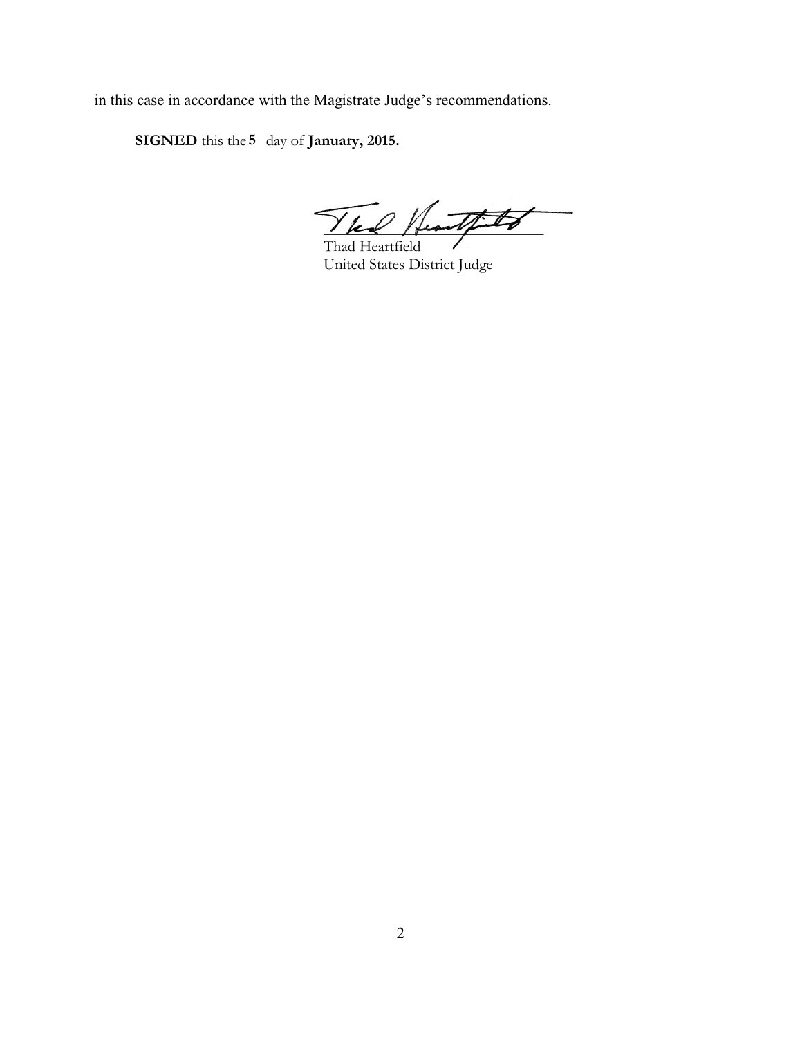in this case in accordance with the Magistrate Judge's recommendations.

**SIGNED** this the **5** day of **January, 2015.**

Thad Heartfield
United States District Judge